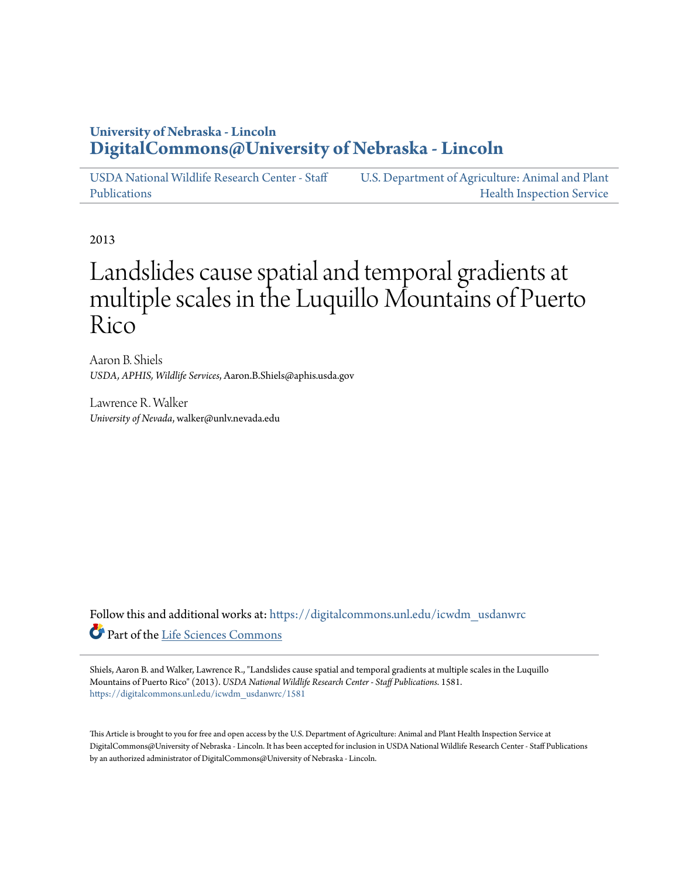University of Nebraska - Lincoln
**DigitalCommons@University of Nebraska - Lincoln**

USDA National Wildlife Research Center - Staff Publications | U.S. Department of Agriculture: Animal and Plant Health Inspection Service

2013

# Landslides cause spatial and temporal gradients at multiple scales in the Luquillo Mountains of Puerto Rico

Aaron B. Shiels
*USDA, APHIS, Wildlife Services*, Aaron.B.Shiels@aphis.usda.gov

Lawrence R. Walker
*University of Nevada*, walker@unlv.nevada.edu

Follow this and additional works at: https://digitalcommons.unl.edu/icwdm_usdanwrc

Part of the Life Sciences Commons

Shiels, Aaron B. and Walker, Lawrence R., "Landslides cause spatial and temporal gradients at multiple scales in the Luquillo Mountains of Puerto Rico" (2013). *USDA National Wildlife Research Center - Staff Publications*. 1581.
https://digitalcommons.unl.edu/icwdm_usdanwrc/1581

This Article is brought to you for free and open access by the U.S. Department of Agriculture: Animal and Plant Health Inspection Service at DigitalCommons@University of Nebraska - Lincoln. It has been accepted for inclusion in USDA National Wildlife Research Center - Staff Publications by an authorized administrator of DigitalCommons@University of Nebraska - Lincoln.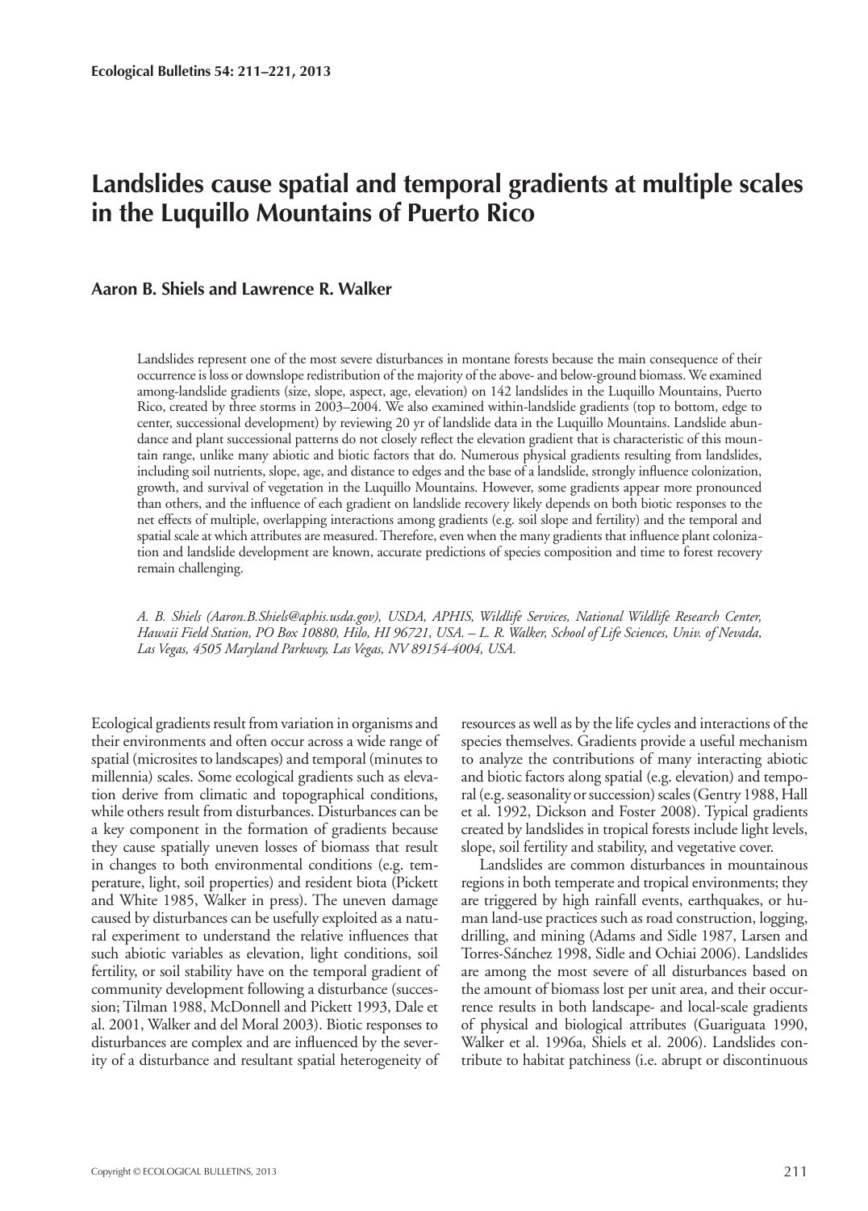# Landslides cause spatial and temporal gradients at multiple scales in the Luquillo Mountains of Puerto Rico

**Aaron B. Shiels and Lawrence R. Walker**

Landslides represent one of the most severe disturbances in montane forests because the main consequence of their occurrence is loss or downslope redistribution of the majority of the above- and below-ground biomass. We examined among-landslide gradients (size, slope, aspect, age, elevation) on 142 landslides in the Luquillo Mountains, Puerto Rico, created by three storms in 2003–2004. We also examined within-landslide gradients (top to bottom, edge to center, successional development) by reviewing 20 yr of landslide data in the Luquillo Mountains. Landslide abundance and plant successional patterns do not closely reflect the elevation gradient that is characteristic of this mountain range, unlike many abiotic and biotic factors that do. Numerous physical gradients resulting from landslides, including soil nutrients, slope, age, and distance to edges and the base of a landslide, strongly influence colonization, growth, and survival of vegetation in the Luquillo Mountains. However, some gradients appear more pronounced than others, and the influence of each gradient on landslide recovery likely depends on both biotic responses to the net effects of multiple, overlapping interactions among gradients (e.g. soil slope and fertility) and the temporal and spatial scale at which attributes are measured. Therefore, even when the many gradients that influence plant colonization and landslide development are known, accurate predictions of species composition and time to forest recovery remain challenging.

*A. B. Shiels (Aaron.B.Shiels@aphis.usda.gov), USDA, APHIS, Wildlife Services, National Wildlife Research Center, Hawaii Field Station, PO Box 10880, Hilo, HI 96721, USA. – L. R. Walker, School of Life Sciences, Univ. of Nevada, Las Vegas, 4505 Maryland Parkway, Las Vegas, NV 89154-4004, USA.*

Ecological gradients result from variation in organisms and their environments and often occur across a wide range of spatial (microsites to landscapes) and temporal (minutes to millennia) scales. Some ecological gradients such as elevation derive from climatic and topographical conditions, while others result from disturbances. Disturbances can be a key component in the formation of gradients because they cause spatially uneven losses of biomass that result in changes to both environmental conditions (e.g. temperature, light, soil properties) and resident biota (Pickett and White 1985, Walker in press). The uneven damage caused by disturbances can be usefully exploited as a natural experiment to understand the relative influences that such abiotic variables as elevation, light conditions, soil fertility, or soil stability have on the temporal gradient of community development following a disturbance (succession; Tilman 1988, McDonnell and Pickett 1993, Dale et al. 2001, Walker and del Moral 2003). Biotic responses to disturbances are complex and are influenced by the severity of a disturbance and resultant spatial heterogeneity of resources as well as by the life cycles and interactions of the species themselves. Gradients provide a useful mechanism to analyze the contributions of many interacting abiotic and biotic factors along spatial (e.g. elevation) and temporal (e.g. seasonality or succession) scales (Gentry 1988, Hall et al. 1992, Dickson and Foster 2008). Typical gradients created by landslides in tropical forests include light levels, slope, soil fertility and stability, and vegetative cover.

Landslides are common disturbances in mountainous regions in both temperate and tropical environments; they are triggered by high rainfall events, earthquakes, or human land-use practices such as road construction, logging, drilling, and mining (Adams and Sidle 1987, Larsen and Torres-Sánchez 1998, Sidle and Ochiai 2006). Landslides are among the most severe of all disturbances based on the amount of biomass lost per unit area, and their occurrence results in both landscape- and local-scale gradients of physical and biological attributes (Guariguata 1990, Walker et al. 1996a, Shiels et al. 2006). Landslides contribute to habitat patchiness (i.e. abrupt or discontinuous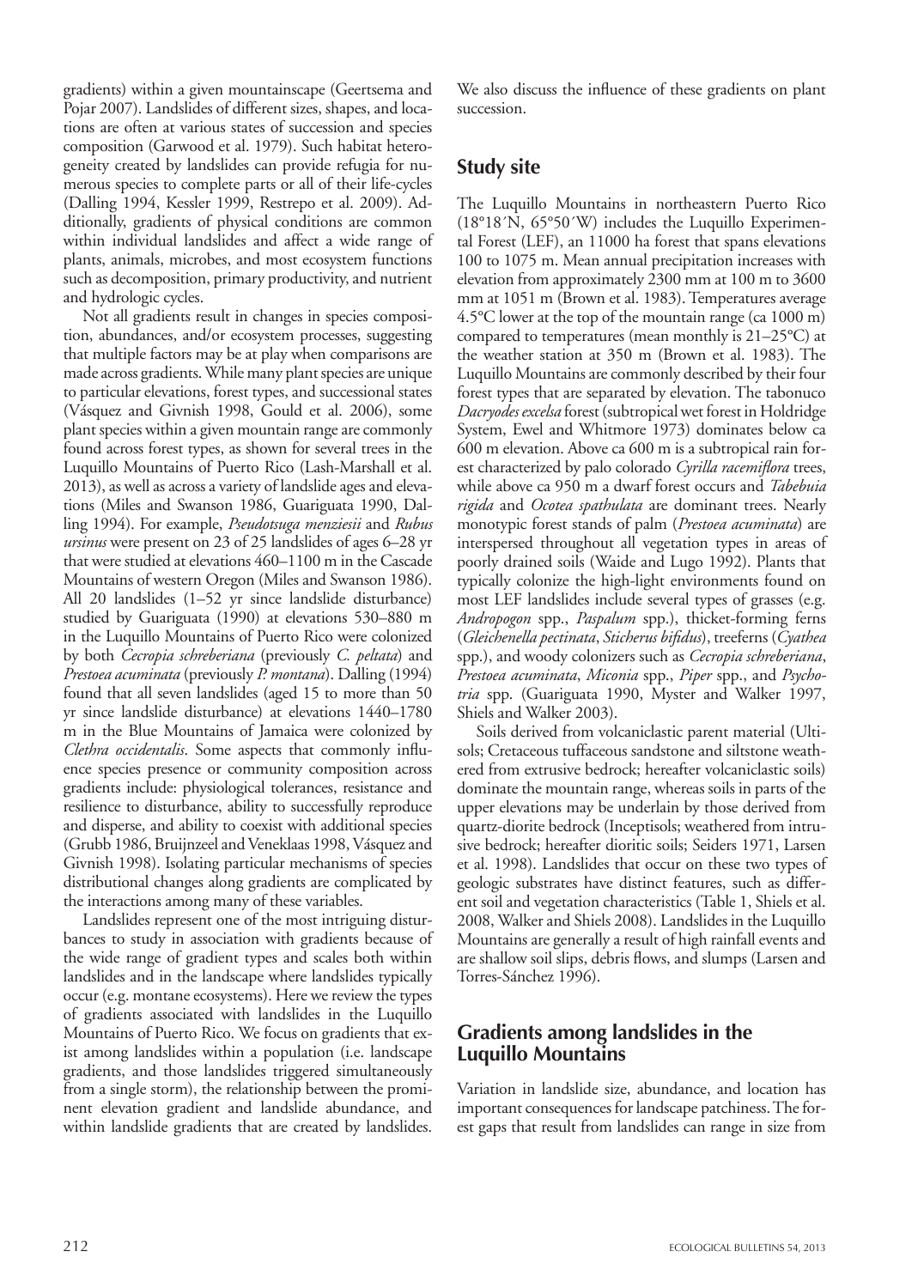gradients) within a given mountainscape (Geertsema and Pojar 2007). Landslides of different sizes, shapes, and locations are often at various states of succession and species composition (Garwood et al. 1979). Such habitat heterogeneity created by landslides can provide refugia for numerous species to complete parts or all of their life-cycles (Dalling 1994, Kessler 1999, Restrepo et al. 2009). Additionally, gradients of physical conditions are common within individual landslides and affect a wide range of plants, animals, microbes, and most ecosystem functions such as decomposition, primary productivity, and nutrient and hydrologic cycles.

Not all gradients result in changes in species composition, abundances, and/or ecosystem processes, suggesting that multiple factors may be at play when comparisons are made across gradients. While many plant species are unique to particular elevations, forest types, and successional states (Vásquez and Givnish 1998, Gould et al. 2006), some plant species within a given mountain range are commonly found across forest types, as shown for several trees in the Luquillo Mountains of Puerto Rico (Lash-Marshall et al. 2013), as well as across a variety of landslide ages and elevations (Miles and Swanson 1986, Guariguata 1990, Dalling 1994). For example, *Pseudotsuga menziesii* and *Rubus ursinus* were present on 23 of 25 landslides of ages 6–28 yr that were studied at elevations 460–1100 m in the Cascade Mountains of western Oregon (Miles and Swanson 1986). All 20 landslides (1–52 yr since landslide disturbance) studied by Guariguata (1990) at elevations 530–880 m in the Luquillo Mountains of Puerto Rico were colonized by both *Cecropia schreberiana* (previously *C. peltata*) and *Prestoea acuminata* (previously *P. montana*). Dalling (1994) found that all seven landslides (aged 15 to more than 50 yr since landslide disturbance) at elevations 1440–1780 m in the Blue Mountains of Jamaica were colonized by *Clethra occidentalis*. Some aspects that commonly influence species presence or community composition across gradients include: physiological tolerances, resistance and resilience to disturbance, ability to successfully reproduce and disperse, and ability to coexist with additional species (Grubb 1986, Bruijnzeel and Veneklaas 1998, Vásquez and Givnish 1998). Isolating particular mechanisms of species distributional changes along gradients are complicated by the interactions among many of these variables.

Landslides represent one of the most intriguing disturbances to study in association with gradients because of the wide range of gradient types and scales both within landslides and in the landscape where landslides typically occur (e.g. montane ecosystems). Here we review the types of gradients associated with landslides in the Luquillo Mountains of Puerto Rico. We focus on gradients that exist among landslides within a population (i.e. landscape gradients, and those landslides triggered simultaneously from a single storm), the relationship between the prominent elevation gradient and landslide abundance, and within landslide gradients that are created by landslides. We also discuss the influence of these gradients on plant succession.

## Study site

The Luquillo Mountains in northeastern Puerto Rico (18°18´N, 65°50´W) includes the Luquillo Experimental Forest (LEF), an 11000 ha forest that spans elevations 100 to 1075 m. Mean annual precipitation increases with elevation from approximately 2300 mm at 100 m to 3600 mm at 1051 m (Brown et al. 1983). Temperatures average 4.5°C lower at the top of the mountain range (ca 1000 m) compared to temperatures (mean monthly is 21–25°C) at the weather station at 350 m (Brown et al. 1983). The Luquillo Mountains are commonly described by their four forest types that are separated by elevation. The tabonuco *Dacryodes excelsa* forest (subtropical wet forest in Holdridge System, Ewel and Whitmore 1973) dominates below ca 600 m elevation. Above ca 600 m is a subtropical rain forest characterized by palo colorado *Cyrilla racemiflora* trees, while above ca 950 m a dwarf forest occurs and *Tabebuia rigida* and *Ocotea spathulata* are dominant trees. Nearly monotypic forest stands of palm (*Prestoea acuminata*) are interspersed throughout all vegetation types in areas of poorly drained soils (Waide and Lugo 1992). Plants that typically colonize the high-light environments found on most LEF landslides include several types of grasses (e.g. *Andropogon* spp., *Paspalum* spp.), thicket-forming ferns (*Gleichenella pectinata*, *Sticherus bifidus*), treeferns (*Cyathea* spp.), and woody colonizers such as *Cecropia schreberiana*, *Prestoea acuminata*, *Miconia* spp., *Piper* spp., and *Psychotria* spp. (Guariguata 1990, Myster and Walker 1997, Shiels and Walker 2003).

Soils derived from volcaniclastic parent material (Ultisols; Cretaceous tuffaceous sandstone and siltstone weathered from extrusive bedrock; hereafter volcaniclastic soils) dominate the mountain range, whereas soils in parts of the upper elevations may be underlain by those derived from quartz-diorite bedrock (Inceptisols; weathered from intrusive bedrock; hereafter dioritic soils; Seiders 1971, Larsen et al. 1998). Landslides that occur on these two types of geologic substrates have distinct features, such as different soil and vegetation characteristics (Table 1, Shiels et al. 2008, Walker and Shiels 2008). Landslides in the Luquillo Mountains are generally a result of high rainfall events and are shallow soil slips, debris flows, and slumps (Larsen and Torres-Sánchez 1996).

## Gradients among landslides in the Luquillo Mountains

Variation in landslide size, abundance, and location has important consequences for landscape patchiness. The forest gaps that result from landslides can range in size from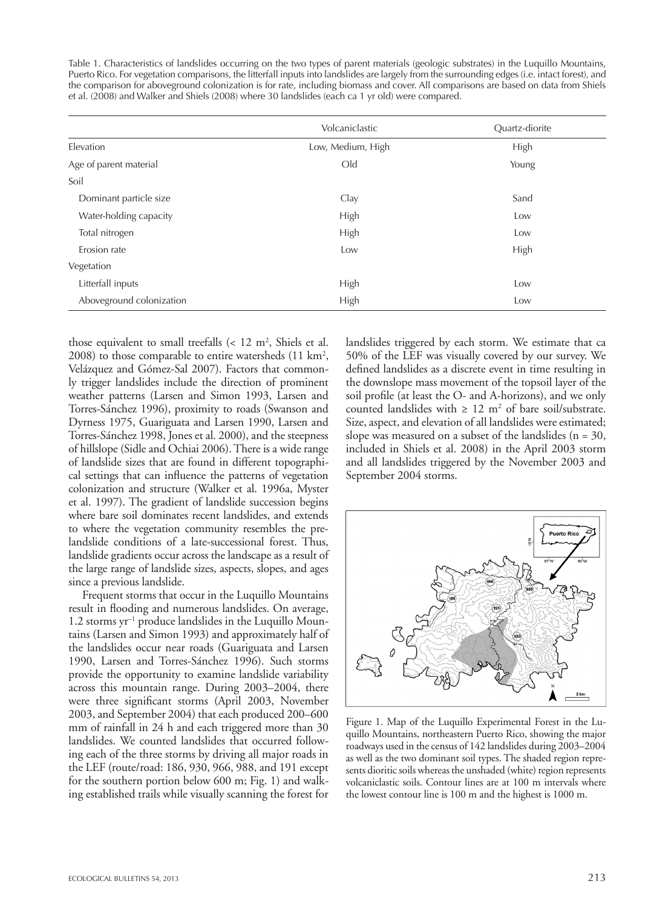Table 1. Characteristics of landslides occurring on the two types of parent materials (geologic substrates) in the Luquillo Mountains, Puerto Rico. For vegetation comparisons, the litterfall inputs into landslides are largely from the surrounding edges (i.e. intact forest), and the comparison for aboveground colonization is for rate, including biomass and cover. All comparisons are based on data from Shiels et al. (2008) and Walker and Shiels (2008) where 30 landslides (each ca 1 yr old) were compared.

| | Volcaniclastic | Quartz-diorite |
|---|---|---|
| Elevation | Low, Medium, High | High |
| Age of parent material | Old | Young |
| Soil | | |
| Dominant particle size | Clay | Sand |
| Water-holding capacity | High | Low |
| Total nitrogen | High | Low |
| Erosion rate | Low | High |
| Vegetation | | |
| Litterfall inputs | High | Low |
| Aboveground colonization | High | Low |

those equivalent to small treefalls (< 12 m$^2$, Shiels et al. 2008) to those comparable to entire watersheds (11 km$^2$, Velázquez and Gómez-Sal 2007). Factors that commonly trigger landslides include the direction of prominent weather patterns (Larsen and Simon 1993, Larsen and Torres-Sánchez 1996), proximity to roads (Swanson and Dyrness 1975, Guariguata and Larsen 1990, Larsen and Torres-Sánchez 1998, Jones et al. 2000), and the steepness of hillslope (Sidle and Ochiai 2006). There is a wide range of landslide sizes that are found in different topographical settings that can influence the patterns of vegetation colonization and structure (Walker et al. 1996a, Myster et al. 1997). The gradient of landslide succession begins where bare soil dominates recent landslides, and extends to where the vegetation community resembles the pre-landslide conditions of a late-successional forest. Thus, landslide gradients occur across the landscape as a result of the large range of landslide sizes, aspects, slopes, and ages since a previous landslide.

Frequent storms that occur in the Luquillo Mountains result in flooding and numerous landslides. On average, 1.2 storms yr$^{-1}$ produce landslides in the Luquillo Mountains (Larsen and Simon 1993) and approximately half of the landslides occur near roads (Guariguata and Larsen 1990, Larsen and Torres-Sánchez 1996). Such storms provide the opportunity to examine landslide variability across this mountain range. During 2003–2004, there were three significant storms (April 2003, November 2003, and September 2004) that each produced 200–600 mm of rainfall in 24 h and each triggered more than 30 landslides. We counted landslides that occurred following each of the three storms by driving all major roads in the LEF (route/road: 186, 930, 966, 988, and 191 except for the southern portion below 600 m; Fig. 1) and walking established trails while visually scanning the forest for landslides triggered by each storm. We estimate that ca 50% of the LEF was visually covered by our survey. We defined landslides as a discrete event in time resulting in the downslope mass movement of the topsoil layer of the soil profile (at least the O- and A-horizons), and we only counted landslides with ≥ 12 m$^2$ of bare soil/substrate. Size, aspect, and elevation of all landslides were estimated; slope was measured on a subset of the landslides (n = 30, included in Shiels et al. 2008) in the April 2003 storm and all landslides triggered by the November 2003 and September 2004 storms.

Figure 1. Map of the Luquillo Experimental Forest in the Luquillo Mountains, northeastern Puerto Rico, showing the major roadways used in the census of 142 landslides during 2003–2004 as well as the two dominant soil types. The shaded region represents dioritic soils whereas the unshaded (white) region represents volcaniclastic soils. Contour lines are at 100 m intervals where the lowest contour line is 100 m and the highest is 1000 m.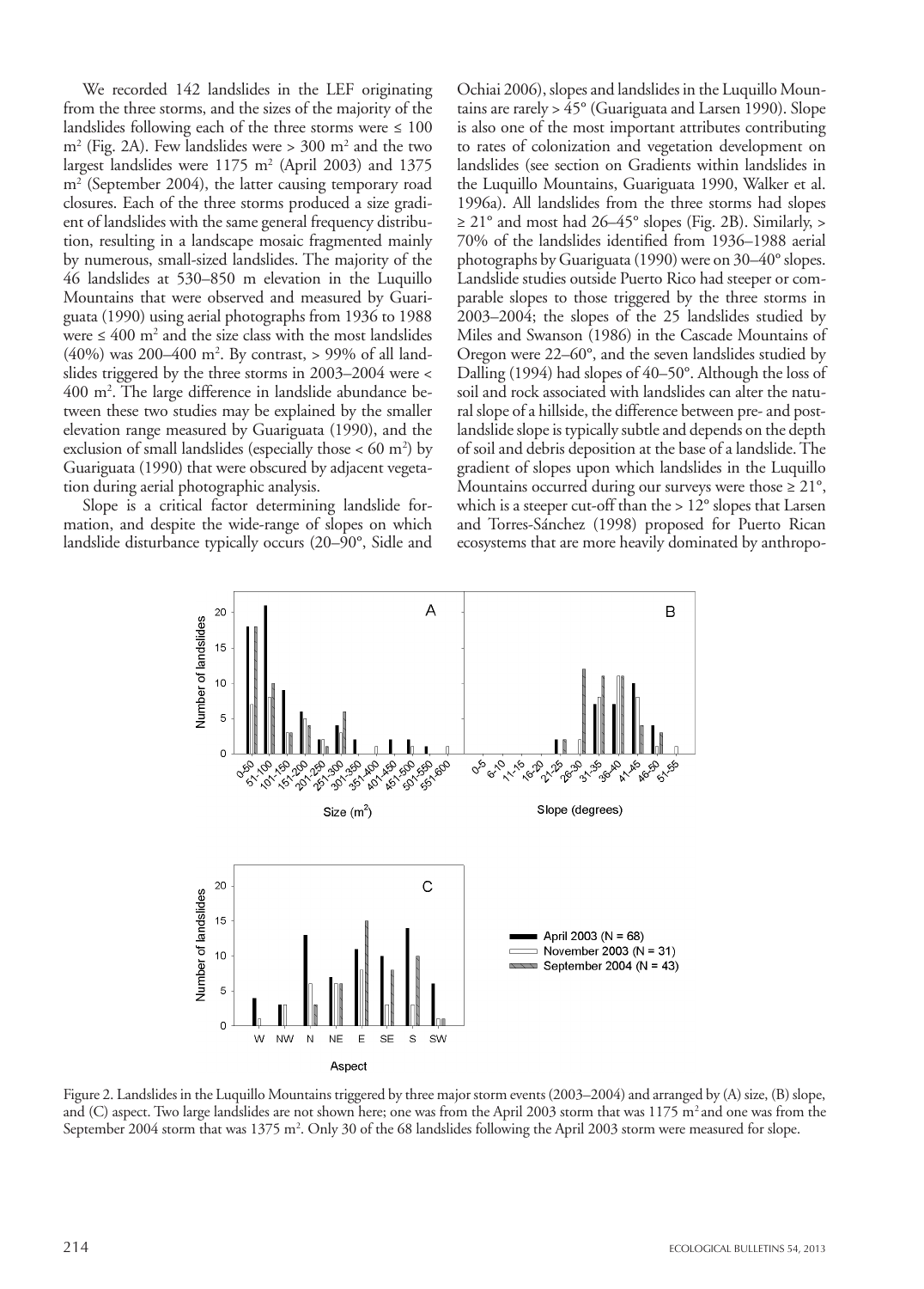We recorded 142 landslides in the LEF originating from the three storms, and the sizes of the majority of the landslides following each of the three storms were ≤ 100 $m^2$ (Fig. 2A). Few landslides were > 300 $m^2$ and the two largest landslides were 1175 $m^2$ (April 2003) and 1375 $m^2$ (September 2004), the latter causing temporary road closures. Each of the three storms produced a size gradient of landslides with the same general frequency distribution, resulting in a landscape mosaic fragmented mainly by numerous, small-sized landslides. The majority of the 46 landslides at 530–850 m elevation in the Luquillo Mountains that were observed and measured by Guariguata (1990) using aerial photographs from 1936 to 1988 were ≤ 400 $m^2$ and the size class with the most landslides (40%) was 200–400 $m^2$. By contrast, > 99% of all landslides triggered by the three storms in 2003–2004 were < 400 $m^2$. The large difference in landslide abundance between these two studies may be explained by the smaller elevation range measured by Guariguata (1990), and the exclusion of small landslides (especially those < 60 $m^2$) by Guariguata (1990) that were obscured by adjacent vegetation during aerial photographic analysis.

Slope is a critical factor determining landslide formation, and despite the wide-range of slopes on which landslide disturbance typically occurs (20–90°, Sidle and Ochiai 2006), slopes and landslides in the Luquillo Mountains are rarely > 45° (Guariguata and Larsen 1990). Slope is also one of the most important attributes contributing to rates of colonization and vegetation development on landslides (see section on Gradients within landslides in the Luquillo Mountains, Guariguata 1990, Walker et al. 1996a). All landslides from the three storms had slopes ≥ 21° and most had 26–45° slopes (Fig. 2B). Similarly, > 70% of the landslides identified from 1936–1988 aerial photographs by Guariguata (1990) were on 30–40° slopes. Landslide studies outside Puerto Rico had steeper or comparable slopes to those triggered by the three storms in 2003–2004; the slopes of the 25 landslides studied by Miles and Swanson (1986) in the Cascade Mountains of Oregon were 22–60°, and the seven landslides studied by Dalling (1994) had slopes of 40–50°. Although the loss of soil and rock associated with landslides can alter the natural slope of a hillside, the difference between pre- and post-landslide slope is typically subtle and depends on the depth of soil and debris deposition at the base of a landslide. The gradient of slopes upon which landslides in the Luquillo Mountains occurred during our surveys were those ≥ 21°, which is a steeper cut-off than the > 12° slopes that Larsen and Torres-Sánchez (1998) proposed for Puerto Rican ecosystems that are more heavily dominated by anthropo-

Figure 2. Landslides in the Luquillo Mountains triggered by three major storm events (2003–2004) and arranged by (A) size, (B) slope, and (C) aspect. Two large landslides are not shown here; one was from the April 2003 storm that was 1175 $m^2$ and one was from the September 2004 storm that was 1375 $m^2$. Only 30 of the 68 landslides following the April 2003 storm were measured for slope.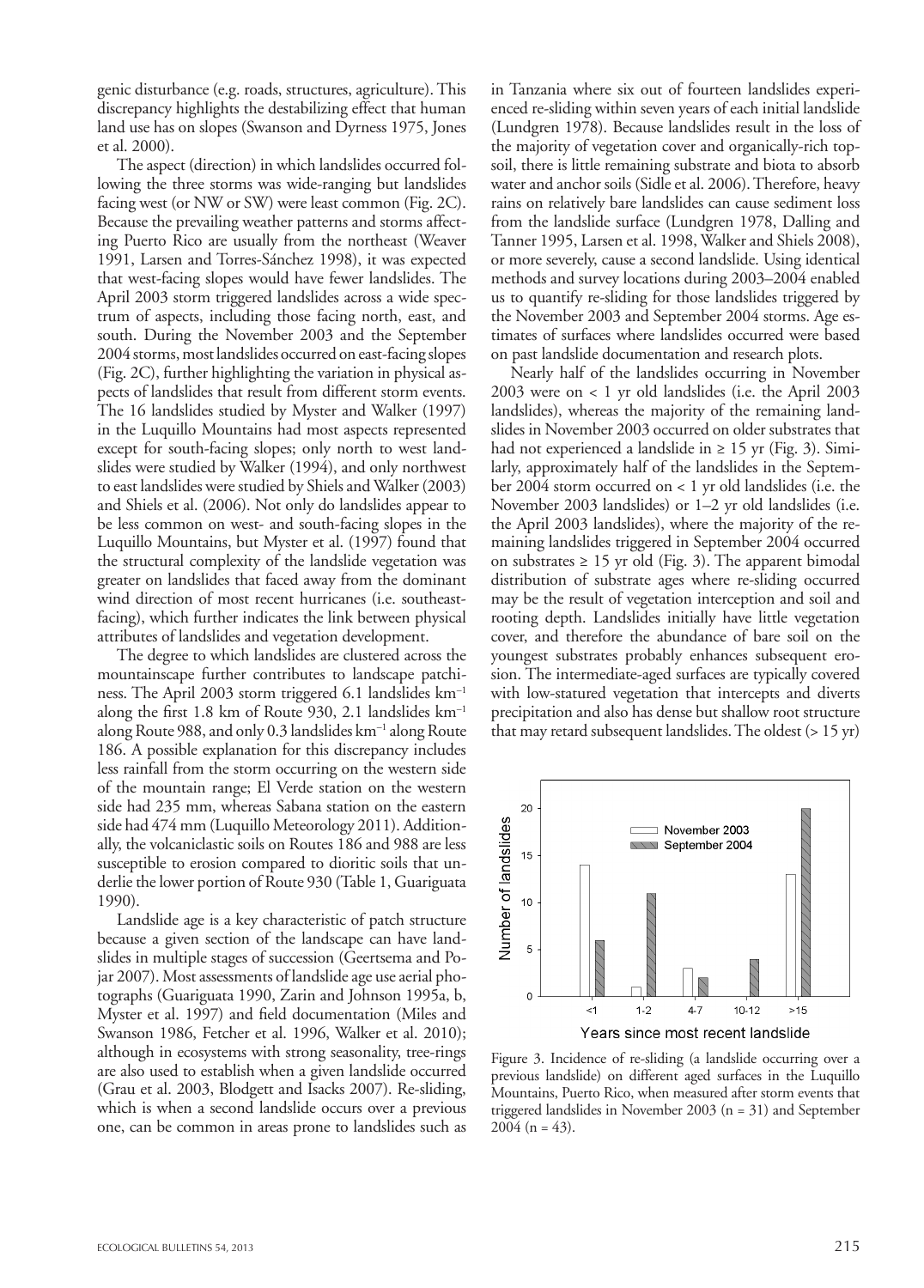genic disturbance (e.g. roads, structures, agriculture). This discrepancy highlights the destabilizing effect that human land use has on slopes (Swanson and Dyrness 1975, Jones et al. 2000).

The aspect (direction) in which landslides occurred following the three storms was wide-ranging but landslides facing west (or NW or SW) were least common (Fig. 2C). Because the prevailing weather patterns and storms affecting Puerto Rico are usually from the northeast (Weaver 1991, Larsen and Torres-Sánchez 1998), it was expected that west-facing slopes would have fewer landslides. The April 2003 storm triggered landslides across a wide spectrum of aspects, including those facing north, east, and south. During the November 2003 and the September 2004 storms, most landslides occurred on east-facing slopes (Fig. 2C), further highlighting the variation in physical aspects of landslides that result from different storm events. The 16 landslides studied by Myster and Walker (1997) in the Luquillo Mountains had most aspects represented except for south-facing slopes; only north to west landslides were studied by Walker (1994), and only northwest to east landslides were studied by Shiels and Walker (2003) and Shiels et al. (2006). Not only do landslides appear to be less common on west- and south-facing slopes in the Luquillo Mountains, but Myster et al. (1997) found that the structural complexity of the landslide vegetation was greater on landslides that faced away from the dominant wind direction of most recent hurricanes (i.e. southeast-facing), which further indicates the link between physical attributes of landslides and vegetation development.

The degree to which landslides are clustered across the mountainscape further contributes to landscape patchiness. The April 2003 storm triggered 6.1 landslides $km^{-1}$ along the first 1.8 km of Route 930, 2.1 landslides $km^{-1}$ along Route 988, and only 0.3 landslides $km^{-1}$ along Route 186. A possible explanation for this discrepancy includes less rainfall from the storm occurring on the western side of the mountain range; El Verde station on the western side had 235 mm, whereas Sabana station on the eastern side had 474 mm (Luquillo Meteorology 2011). Additionally, the volcaniclastic soils on Routes 186 and 988 are less susceptible to erosion compared to dioritic soils that underlie the lower portion of Route 930 (Table 1, Guariguata 1990).

Landslide age is a key characteristic of patch structure because a given section of the landscape can have landslides in multiple stages of succession (Geertsema and Pojar 2007). Most assessments of landslide age use aerial photographs (Guariguata 1990, Zarin and Johnson 1995a, b, Myster et al. 1997) and field documentation (Miles and Swanson 1986, Fetcher et al. 1996, Walker et al. 2010); although in ecosystems with strong seasonality, tree-rings are also used to establish when a given landslide occurred (Grau et al. 2003, Blodgett and Isacks 2007). Re-sliding, which is when a second landslide occurs over a previous one, can be common in areas prone to landslides such as in Tanzania where six out of fourteen landslides experienced re-sliding within seven years of each initial landslide (Lundgren 1978). Because landslides result in the loss of the majority of vegetation cover and organically-rich topsoil, there is little remaining substrate and biota to absorb water and anchor soils (Sidle et al. 2006). Therefore, heavy rains on relatively bare landslides can cause sediment loss from the landslide surface (Lundgren 1978, Dalling and Tanner 1995, Larsen et al. 1998, Walker and Shiels 2008), or more severely, cause a second landslide. Using identical methods and survey locations during 2003–2004 enabled us to quantify re-sliding for those landslides triggered by the November 2003 and September 2004 storms. Age estimates of surfaces where landslides occurred were based on past landslide documentation and research plots.

Nearly half of the landslides occurring in November 2003 were on < 1 yr old landslides (i.e. the April 2003 landslides), whereas the majority of the remaining landslides in November 2003 occurred on older substrates that had not experienced a landslide in ≥ 15 yr (Fig. 3). Similarly, approximately half of the landslides in the September 2004 storm occurred on < 1 yr old landslides (i.e. the November 2003 landslides) or 1–2 yr old landslides (i.e. the April 2003 landslides), where the majority of the remaining landslides triggered in September 2004 occurred on substrates ≥ 15 yr old (Fig. 3). The apparent bimodal distribution of substrate ages where re-sliding occurred may be the result of vegetation interception and soil and rooting depth. Landslides initially have little vegetation cover, and therefore the abundance of bare soil on the youngest substrates probably enhances subsequent erosion. The intermediate-aged surfaces are typically covered with low-statured vegetation that intercepts and diverts precipitation and also has dense but shallow root structure that may retard subsequent landslides. The oldest (> 15 yr)

Figure 3. Incidence of re-sliding (a landslide occurring over a previous landslide) on different aged surfaces in the Luquillo Mountains, Puerto Rico, when measured after storm events that triggered landslides in November 2003 (n = 31) and September 2004 (n = 43).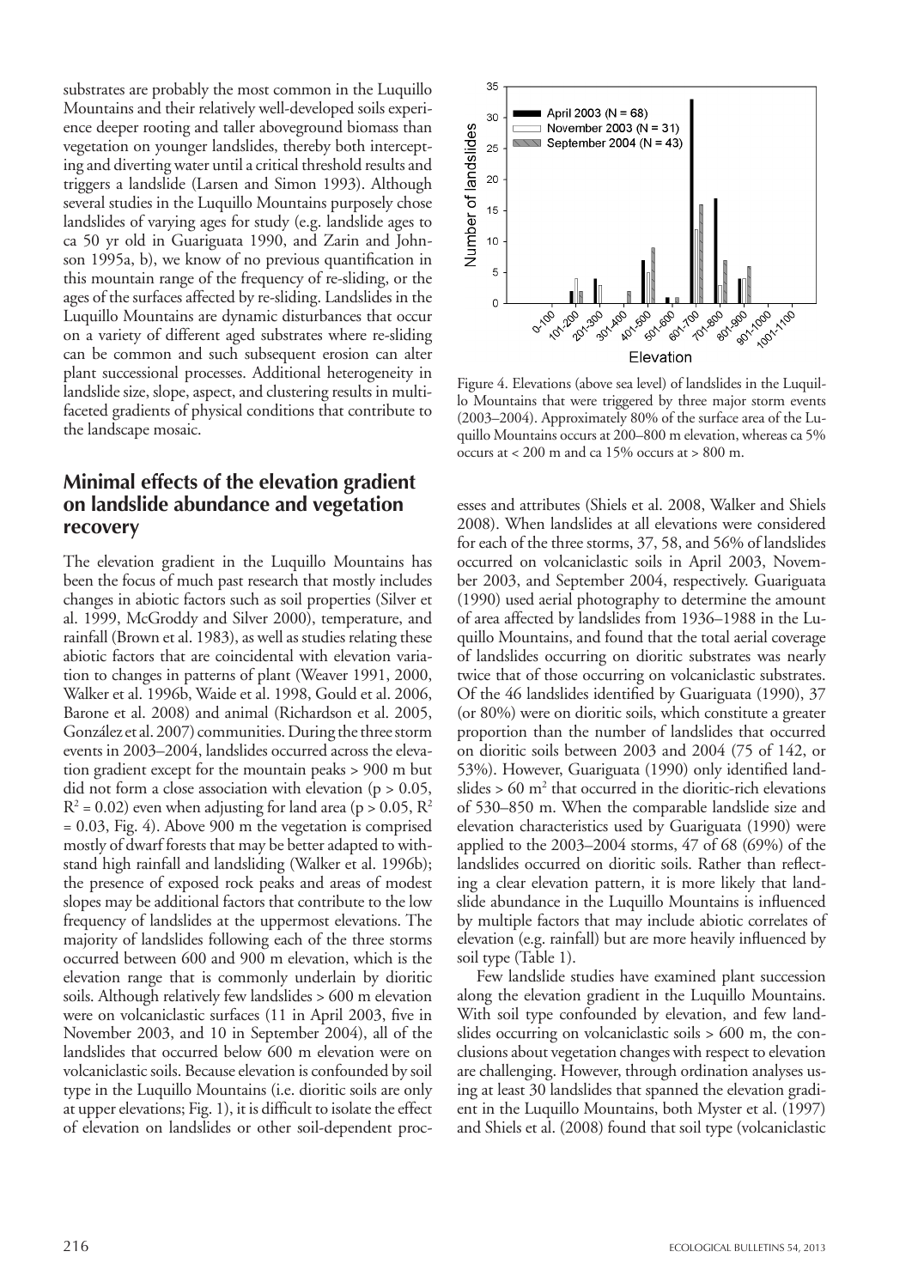substrates are probably the most common in the Luquillo Mountains and their relatively well-developed soils experience deeper rooting and taller aboveground biomass than vegetation on younger landslides, thereby both intercepting and diverting water until a critical threshold results and triggers a landslide (Larsen and Simon 1993). Although several studies in the Luquillo Mountains purposely chose landslides of varying ages for study (e.g. landslide ages to ca 50 yr old in Guariguata 1990, and Zarin and Johnson 1995a, b), we know of no previous quantification in this mountain range of the frequency of re-sliding, or the ages of the surfaces affected by re-sliding. Landslides in the Luquillo Mountains are dynamic disturbances that occur on a variety of different aged substrates where re-sliding can be common and such subsequent erosion can alter plant successional processes. Additional heterogeneity in landslide size, slope, aspect, and clustering results in multifaceted gradients of physical conditions that contribute to the landscape mosaic.

## Minimal effects of the elevation gradient on landslide abundance and vegetation recovery

The elevation gradient in the Luquillo Mountains has been the focus of much past research that mostly includes changes in abiotic factors such as soil properties (Silver et al. 1999, McGroddy and Silver 2000), temperature, and rainfall (Brown et al. 1983), as well as studies relating these abiotic factors that are coincidental with elevation variation to changes in patterns of plant (Weaver 1991, 2000, Walker et al. 1996b, Waide et al. 1998, Gould et al. 2006, Barone et al. 2008) and animal (Richardson et al. 2005, González et al. 2007) communities. During the three storm events in 2003–2004, landslides occurred across the elevation gradient except for the mountain peaks > 900 m but did not form a close association with elevation ($p > 0.05$, $R^2 = 0.02$) even when adjusting for land area ($p > 0.05$, $R^2 = 0.03$, Fig. 4). Above 900 m the vegetation is comprised mostly of dwarf forests that may be better adapted to withstand high rainfall and landsliding (Walker et al. 1996b); the presence of exposed rock peaks and areas of modest slopes may be additional factors that contribute to the low frequency of landslides at the uppermost elevations. The majority of landslides following each of the three storms occurred between 600 and 900 m elevation, which is the elevation range that is commonly underlain by dioritic soils. Although relatively few landslides > 600 m elevation were on volcaniclastic surfaces (11 in April 2003, five in November 2003, and 10 in September 2004), all of the landslides that occurred below 600 m elevation were on volcaniclastic soils. Because elevation is confounded by soil type in the Luquillo Mountains (i.e. dioritic soils are only at upper elevations; Fig. 1), it is difficult to isolate the effect of elevation on landslides or other soil-dependent processes and attributes (Shiels et al. 2008, Walker and Shiels 2008). When landslides at all elevations were considered for each of the three storms, 37, 58, and 56% of landslides occurred on volcaniclastic soils in April 2003, November 2003, and September 2004, respectively. Guariguata (1990) used aerial photography to determine the amount of area affected by landslides from 1936–1988 in the Luquillo Mountains, and found that the total aerial coverage of landslides occurring on dioritic substrates was nearly twice that of those occurring on volcaniclastic substrates. Of the 46 landslides identified by Guariguata (1990), 37 (or 80%) were on dioritic soils, which constitute a greater proportion than the number of landslides that occurred on dioritic soils between 2003 and 2004 (75 of 142, or 53%). However, Guariguata (1990) only identified landslides > 60 m$^2$ that occurred in the dioritic-rich elevations of 530–850 m. When the comparable landslide size and elevation characteristics used by Guariguata (1990) were applied to the 2003–2004 storms, 47 of 68 (69%) of the landslides occurred on dioritic soils. Rather than reflecting a clear elevation pattern, it is more likely that landslide abundance in the Luquillo Mountains is influenced by multiple factors that may include abiotic correlates of elevation (e.g. rainfall) but are more heavily influenced by soil type (Table 1).

Figure 4. Elevations (above sea level) of landslides in the Luquillo Mountains that were triggered by three major storm events (2003–2004). Approximately 80% of the surface area of the Luquillo Mountains occurs at 200–800 m elevation, whereas ca 5% occurs at < 200 m and ca 15% occurs at > 800 m.

Few landslide studies have examined plant succession along the elevation gradient in the Luquillo Mountains. With soil type confounded by elevation, and few landslides occurring on volcaniclastic soils > 600 m, the conclusions about vegetation changes with respect to elevation are challenging. However, through ordination analyses using at least 30 landslides that spanned the elevation gradient in the Luquillo Mountains, both Myster et al. (1997) and Shiels et al. (2008) found that soil type (volcaniclastic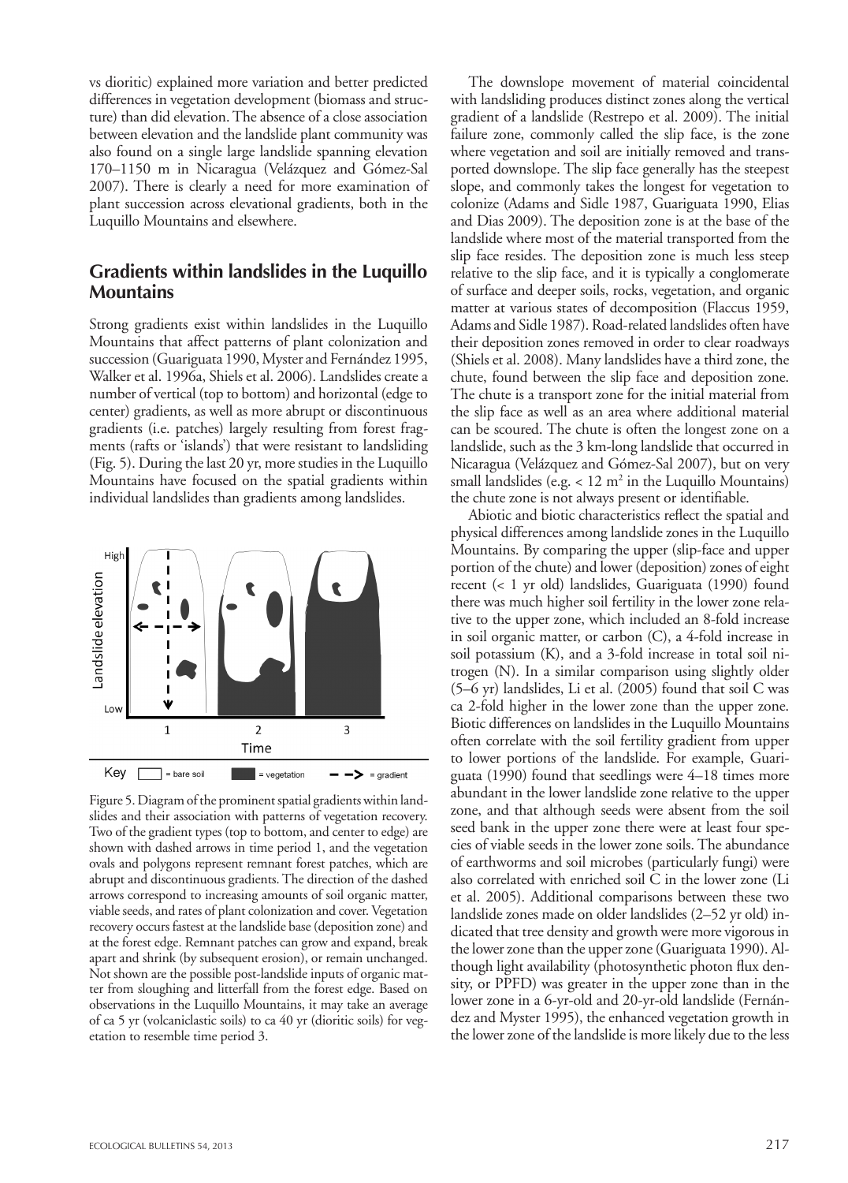vs dioritic) explained more variation and better predicted differences in vegetation development (biomass and structure) than did elevation. The absence of a close association between elevation and the landslide plant community was also found on a single large landslide spanning elevation 170–1150 m in Nicaragua (Velázquez and Gómez-Sal 2007). There is clearly a need for more examination of plant succession across elevational gradients, both in the Luquillo Mountains and elsewhere.

## Gradients within landslides in the Luquillo Mountains

Strong gradients exist within landslides in the Luquillo Mountains that affect patterns of plant colonization and succession (Guariguata 1990, Myster and Fernández 1995, Walker et al. 1996a, Shiels et al. 2006). Landslides create a number of vertical (top to bottom) and horizontal (edge to center) gradients, as well as more abrupt or discontinuous gradients (i.e. patches) largely resulting from forest fragments (rafts or 'islands') that were resistant to landsliding (Fig. 5). During the last 20 yr, more studies in the Luquillo Mountains have focused on the spatial gradients within individual landslides than gradients among landslides.

Figure 5. Diagram of the prominent spatial gradients within landslides and their association with patterns of vegetation recovery. Two of the gradient types (top to bottom, and center to edge) are shown with dashed arrows in time period 1, and the vegetation ovals and polygons represent remnant forest patches, which are abrupt and discontinuous gradients. The direction of the dashed arrows correspond to increasing amounts of soil organic matter, viable seeds, and rates of plant colonization and cover. Vegetation recovery occurs fastest at the landslide base (deposition zone) and at the forest edge. Remnant patches can grow and expand, break apart and shrink (by subsequent erosion), or remain unchanged. Not shown are the possible post-landslide inputs of organic matter from sloughing and litterfall from the forest edge. Based on observations in the Luquillo Mountains, it may take an average of ca 5 yr (volcaniclastic soils) to ca 40 yr (dioritic soils) for vegetation to resemble time period 3.

The downslope movement of material coincidental with landsliding produces distinct zones along the vertical gradient of a landslide (Restrepo et al. 2009). The initial failure zone, commonly called the slip face, is the zone where vegetation and soil are initially removed and transported downslope. The slip face generally has the steepest slope, and commonly takes the longest for vegetation to colonize (Adams and Sidle 1987, Guariguata 1990, Elias and Dias 2009). The deposition zone is at the base of the landslide where most of the material transported from the slip face resides. The deposition zone is much less steep relative to the slip face, and it is typically a conglomerate of surface and deeper soils, rocks, vegetation, and organic matter at various states of decomposition (Flaccus 1959, Adams and Sidle 1987). Road-related landslides often have their deposition zones removed in order to clear roadways (Shiels et al. 2008). Many landslides have a third zone, the chute, found between the slip face and deposition zone. The chute is a transport zone for the initial material from the slip face as well as an area where additional material can be scoured. The chute is often the longest zone on a landslide, such as the 3 km-long landslide that occurred in Nicaragua (Velázquez and Gómez-Sal 2007), but on very small landslides (e.g. < 12 $m^2$ in the Luquillo Mountains) the chute zone is not always present or identifiable.

Abiotic and biotic characteristics reflect the spatial and physical differences among landslide zones in the Luquillo Mountains. By comparing the upper (slip-face and upper portion of the chute) and lower (deposition) zones of eight recent (< 1 yr old) landslides, Guariguata (1990) found there was much higher soil fertility in the lower zone relative to the upper zone, which included an 8-fold increase in soil organic matter, or carbon (C), a 4-fold increase in soil potassium (K), and a 3-fold increase in total soil nitrogen (N). In a similar comparison using slightly older (5–6 yr) landslides, Li et al. (2005) found that soil C was ca 2-fold higher in the lower zone than the upper zone. Biotic differences on landslides in the Luquillo Mountains often correlate with the soil fertility gradient from upper to lower portions of the landslide. For example, Guariguata (1990) found that seedlings were 4–18 times more abundant in the lower landslide zone relative to the upper zone, and that although seeds were absent from the soil seed bank in the upper zone there were at least four species of viable seeds in the lower zone soils. The abundance of earthworms and soil microbes (particularly fungi) were also correlated with enriched soil C in the lower zone (Li et al. 2005). Additional comparisons between these two landslide zones made on older landslides (2–52 yr old) indicated that tree density and growth were more vigorous in the lower zone than the upper zone (Guariguata 1990). Although light availability (photosynthetic photon flux density, or PPFD) was greater in the upper zone than in the lower zone in a 6-yr-old and 20-yr-old landslide (Fernández and Myster 1995), the enhanced vegetation growth in the lower zone of the landslide is more likely due to the less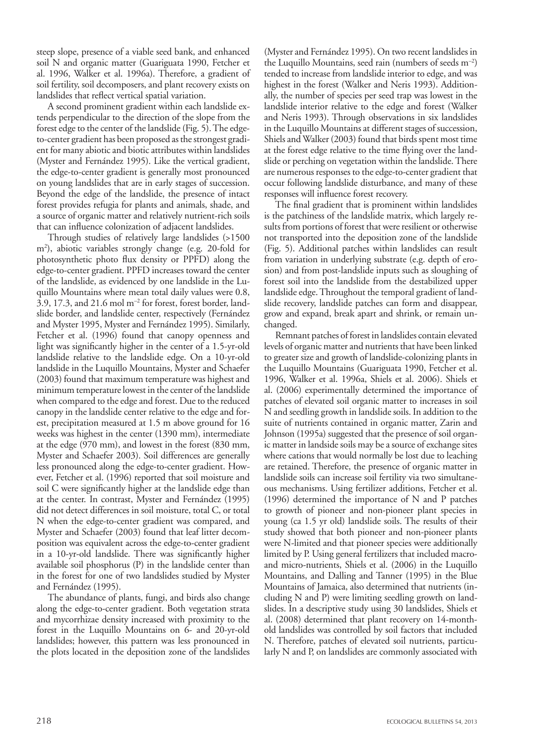steep slope, presence of a viable seed bank, and enhanced soil N and organic matter (Guariguata 1990, Fetcher et al. 1996, Walker et al. 1996a). Therefore, a gradient of soil fertility, soil decomposers, and plant recovery exists on landslides that reflect vertical spatial variation.

A second prominent gradient within each landslide extends perpendicular to the direction of the slope from the forest edge to the center of the landslide (Fig. 5). The edge-to-center gradient has been proposed as the strongest gradient for many abiotic and biotic attributes within landslides (Myster and Fernández 1995). Like the vertical gradient, the edge-to-center gradient is generally most pronounced on young landslides that are in early stages of succession. Beyond the edge of the landslide, the presence of intact forest provides refugia for plants and animals, shade, and a source of organic matter and relatively nutrient-rich soils that can influence colonization of adjacent landslides.

Through studies of relatively large landslides (>1500 $m^2$), abiotic variables strongly change (e.g. 20-fold for photosynthetic photo flux density or PPFD) along the edge-to-center gradient. PPFD increases toward the center of the landslide, as evidenced by one landslide in the Luquillo Mountains where mean total daily values were 0.8, 3.9, 17.3, and 21.6 mol $m^{-2}$ for forest, forest border, landslide border, and landslide center, respectively (Fernández and Myster 1995, Myster and Fernández 1995). Similarly, Fetcher et al. (1996) found that canopy openness and light was significantly higher in the center of a 1.5-yr-old landslide relative to the landslide edge. On a 10-yr-old landslide in the Luquillo Mountains, Myster and Schaefer (2003) found that maximum temperature was highest and minimum temperature lowest in the center of the landslide when compared to the edge and forest. Due to the reduced canopy in the landslide center relative to the edge and forest, precipitation measured at 1.5 m above ground for 16 weeks was highest in the center (1390 mm), intermediate at the edge (970 mm), and lowest in the forest (830 mm, Myster and Schaefer 2003). Soil differences are generally less pronounced along the edge-to-center gradient. However, Fetcher et al. (1996) reported that soil moisture and soil C were significantly higher at the landslide edge than at the center. In contrast, Myster and Fernández (1995) did not detect differences in soil moisture, total C, or total N when the edge-to-center gradient was compared, and Myster and Schaefer (2003) found that leaf litter decomposition was equivalent across the edge-to-center gradient in a 10-yr-old landslide. There was significantly higher available soil phosphorus (P) in the landslide center than in the forest for one of two landslides studied by Myster and Fernández (1995).

The abundance of plants, fungi, and birds also change along the edge-to-center gradient. Both vegetation strata and mycorrhizae density increased with proximity to the forest in the Luquillo Mountains on 6- and 20-yr-old landslides; however, this pattern was less pronounced in the plots located in the deposition zone of the landslides (Myster and Fernández 1995). On two recent landslides in the Luquillo Mountains, seed rain (numbers of seeds $m^{-2}$) tended to increase from landslide interior to edge, and was highest in the forest (Walker and Neris 1993). Additionally, the number of species per seed trap was lowest in the landslide interior relative to the edge and forest (Walker and Neris 1993). Through observations in six landslides in the Luquillo Mountains at different stages of succession, Shiels and Walker (2003) found that birds spent most time at the forest edge relative to the time flying over the landslide or perching on vegetation within the landslide. There are numerous responses to the edge-to-center gradient that occur following landslide disturbance, and many of these responses will influence forest recovery.

The final gradient that is prominent within landslides is the patchiness of the landslide matrix, which largely results from portions of forest that were resilient or otherwise not transported into the deposition zone of the landslide (Fig. 5). Additional patches within landslides can result from variation in underlying substrate (e.g. depth of erosion) and from post-landslide inputs such as sloughing of forest soil into the landslide from the destabilized upper landslide edge. Throughout the temporal gradient of landslide recovery, landslide patches can form and disappear, grow and expand, break apart and shrink, or remain unchanged.

Remnant patches of forest in landslides contain elevated levels of organic matter and nutrients that have been linked to greater size and growth of landslide-colonizing plants in the Luquillo Mountains (Guariguata 1990, Fetcher et al. 1996, Walker et al. 1996a, Shiels et al. 2006). Shiels et al. (2006) experimentally determined the importance of patches of elevated soil organic matter to increases in soil N and seedling growth in landslide soils. In addition to the suite of nutrients contained in organic matter, Zarin and Johnson (1995a) suggested that the presence of soil organic matter in landslide soils may be a source of exchange sites where cations that would normally be lost due to leaching are retained. Therefore, the presence of organic matter in landslide soils can increase soil fertility via two simultaneous mechanisms. Using fertilizer additions, Fetcher et al. (1996) determined the importance of N and P patches to growth of pioneer and non-pioneer plant species in young (ca 1.5 yr old) landslide soils. The results of their study showed that both pioneer and non-pioneer plants were N-limited and that pioneer species were additionally limited by P. Using general fertilizers that included macro- and micro-nutrients, Shiels et al. (2006) in the Luquillo Mountains, and Dalling and Tanner (1995) in the Blue Mountains of Jamaica, also determined that nutrients (including N and P) were limiting seedling growth on landslides. In a descriptive study using 30 landslides, Shiels et al. (2008) determined that plant recovery on 14-month-old landslides was controlled by soil factors that included N. Therefore, patches of elevated soil nutrients, particularly N and P, on landslides are commonly associated with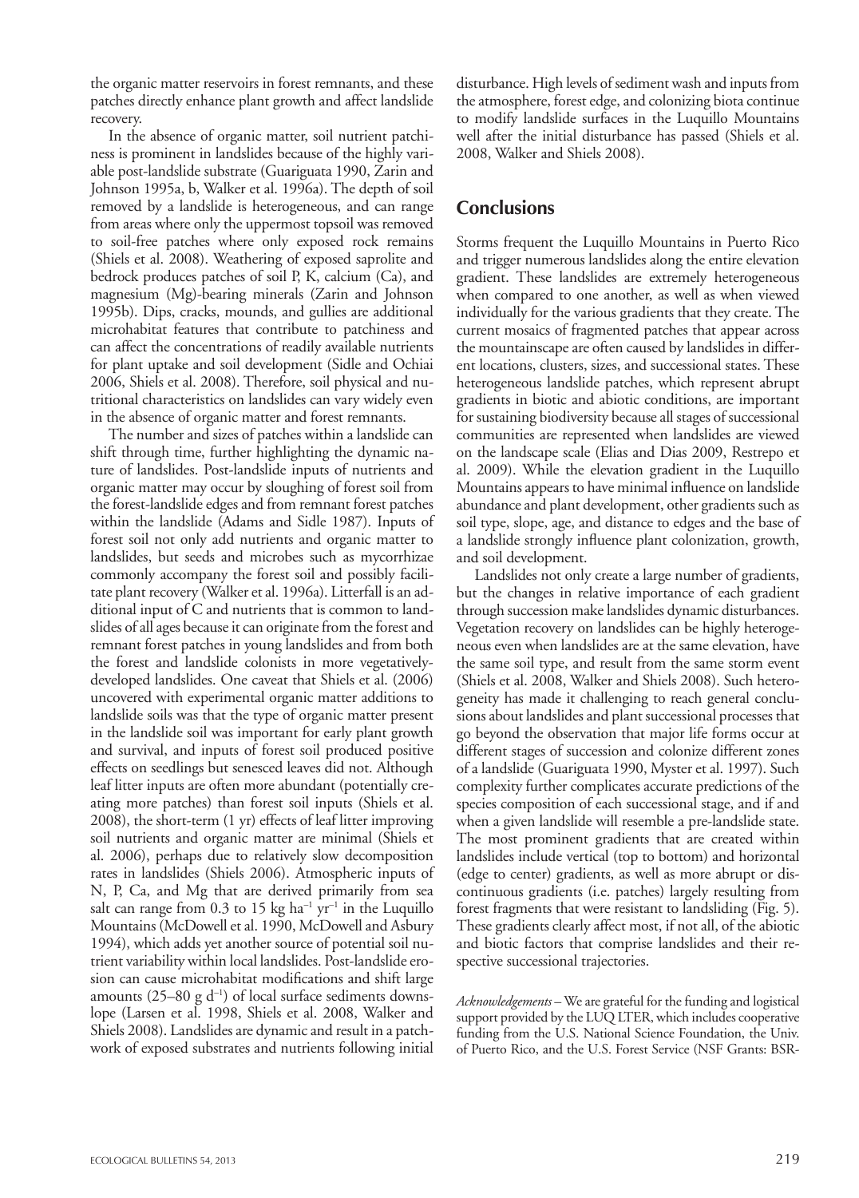the organic matter reservoirs in forest remnants, and these patches directly enhance plant growth and affect landslide recovery.

In the absence of organic matter, soil nutrient patchiness is prominent in landslides because of the highly variable post-landslide substrate (Guariguata 1990, Zarin and Johnson 1995a, b, Walker et al. 1996a). The depth of soil removed by a landslide is heterogeneous, and can range from areas where only the uppermost topsoil was removed to soil-free patches where only exposed rock remains (Shiels et al. 2008). Weathering of exposed saprolite and bedrock produces patches of soil P, K, calcium (Ca), and magnesium (Mg)-bearing minerals (Zarin and Johnson 1995b). Dips, cracks, mounds, and gullies are additional microhabitat features that contribute to patchiness and can affect the concentrations of readily available nutrients for plant uptake and soil development (Sidle and Ochiai 2006, Shiels et al. 2008). Therefore, soil physical and nutritional characteristics on landslides can vary widely even in the absence of organic matter and forest remnants.

The number and sizes of patches within a landslide can shift through time, further highlighting the dynamic nature of landslides. Post-landslide inputs of nutrients and organic matter may occur by sloughing of forest soil from the forest-landslide edges and from remnant forest patches within the landslide (Adams and Sidle 1987). Inputs of forest soil not only add nutrients and organic matter to landslides, but seeds and microbes such as mycorrhizae commonly accompany the forest soil and possibly facilitate plant recovery (Walker et al. 1996a). Litterfall is an additional input of C and nutrients that is common to landslides of all ages because it can originate from the forest and remnant forest patches in young landslides and from both the forest and landslide colonists in more vegetatively-developed landslides. One caveat that Shiels et al. (2006) uncovered with experimental organic matter additions to landslide soils was that the type of organic matter present in the landslide soil was important for early plant growth and survival, and inputs of forest soil produced positive effects on seedlings but senesced leaves did not. Although leaf litter inputs are often more abundant (potentially creating more patches) than forest soil inputs (Shiels et al. 2008), the short-term (1 yr) effects of leaf litter improving soil nutrients and organic matter are minimal (Shiels et al. 2006), perhaps due to relatively slow decomposition rates in landslides (Shiels 2006). Atmospheric inputs of N, P, Ca, and Mg that are derived primarily from sea salt can range from 0.3 to 15 kg $ha^{-1}$ $yr^{-1}$ in the Luquillo Mountains (McDowell et al. 1990, McDowell and Asbury 1994), which adds yet another source of potential soil nutrient variability within local landslides. Post-landslide erosion can cause microhabitat modifications and shift large amounts (25–80 g $d^{-1}$) of local surface sediments downslope (Larsen et al. 1998, Shiels et al. 2008, Walker and Shiels 2008). Landslides are dynamic and result in a patchwork of exposed substrates and nutrients following initial disturbance. High levels of sediment wash and inputs from the atmosphere, forest edge, and colonizing biota continue to modify landslide surfaces in the Luquillo Mountains well after the initial disturbance has passed (Shiels et al. 2008, Walker and Shiels 2008).

## Conclusions

Storms frequent the Luquillo Mountains in Puerto Rico and trigger numerous landslides along the entire elevation gradient. These landslides are extremely heterogeneous when compared to one another, as well as when viewed individually for the various gradients that they create. The current mosaics of fragmented patches that appear across the mountainscape are often caused by landslides in different locations, clusters, sizes, and successional states. These heterogeneous landslide patches, which represent abrupt gradients in biotic and abiotic conditions, are important for sustaining biodiversity because all stages of successional communities are represented when landslides are viewed on the landscape scale (Elias and Dias 2009, Restrepo et al. 2009). While the elevation gradient in the Luquillo Mountains appears to have minimal influence on landslide abundance and plant development, other gradients such as soil type, slope, age, and distance to edges and the base of a landslide strongly influence plant colonization, growth, and soil development.

Landslides not only create a large number of gradients, but the changes in relative importance of each gradient through succession make landslides dynamic disturbances. Vegetation recovery on landslides can be highly heterogeneous even when landslides are at the same elevation, have the same soil type, and result from the same storm event (Shiels et al. 2008, Walker and Shiels 2008). Such heterogeneity has made it challenging to reach general conclusions about landslides and plant successional processes that go beyond the observation that major life forms occur at different stages of succession and colonize different zones of a landslide (Guariguata 1990, Myster et al. 1997). Such complexity further complicates accurate predictions of the species composition of each successional stage, and if and when a given landslide will resemble a pre-landslide state. The most prominent gradients that are created within landslides include vertical (top to bottom) and horizontal (edge to center) gradients, as well as more abrupt or discontinuous gradients (i.e. patches) largely resulting from forest fragments that were resistant to landsliding (Fig. 5). These gradients clearly affect most, if not all, of the abiotic and biotic factors that comprise landslides and their respective successional trajectories.

*Acknowledgements* – We are grateful for the funding and logistical support provided by the LUQ LTER, which includes cooperative funding from the U.S. National Science Foundation, the Univ. of Puerto Rico, and the U.S. Forest Service (NSF Grants: BSR-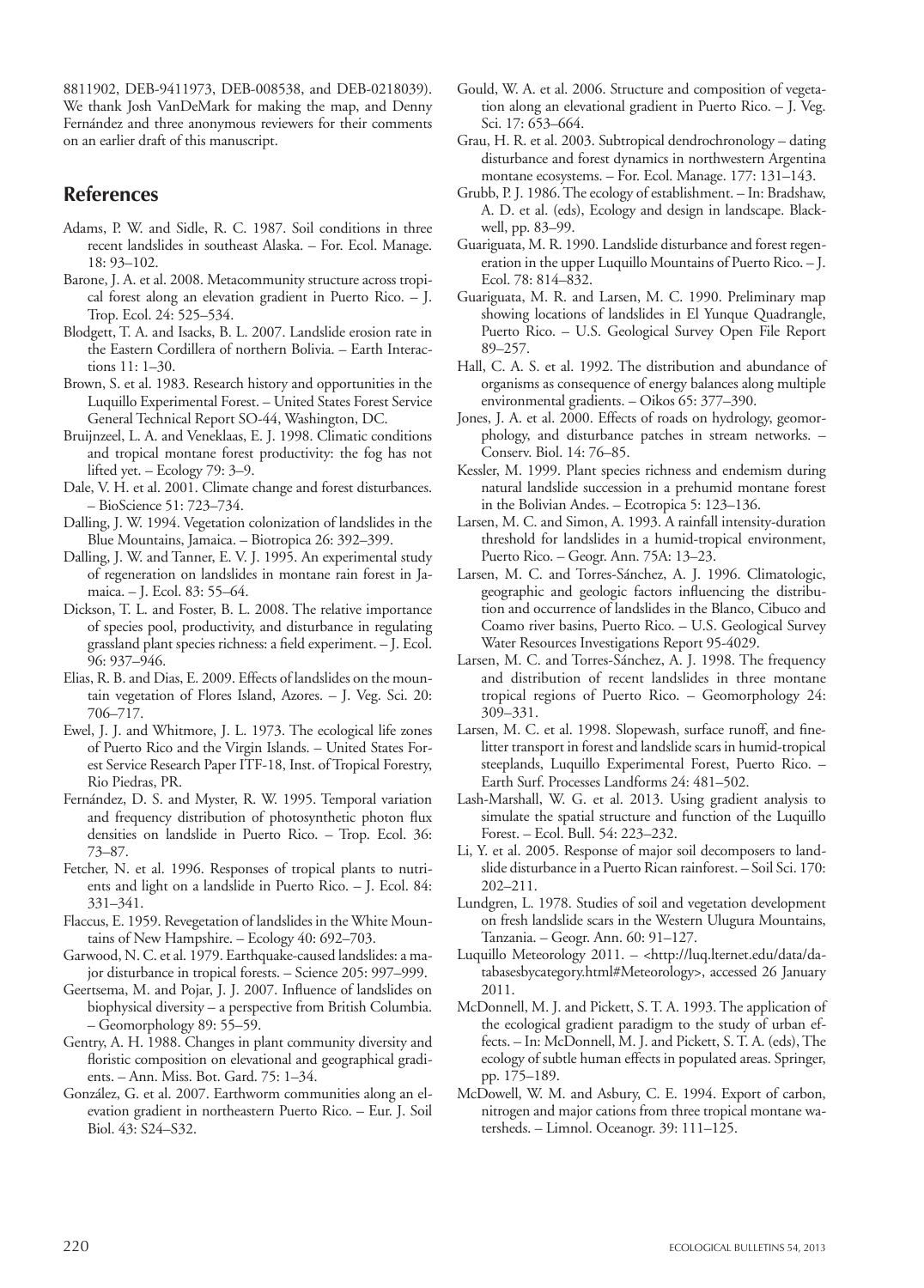8811902, DEB-9411973, DEB-008538, and DEB-0218039). We thank Josh VanDeMark for making the map, and Denny Fernández and three anonymous reviewers for their comments on an earlier draft of this manuscript.

## References

Adams, P. W. and Sidle, R. C. 1987. Soil conditions in three recent landslides in southeast Alaska. – For. Ecol. Manage. 18: 93–102.

Barone, J. A. et al. 2008. Metacommunity structure across tropical forest along an elevation gradient in Puerto Rico. – J. Trop. Ecol. 24: 525–534.

Blodgett, T. A. and Isacks, B. L. 2007. Landslide erosion rate in the Eastern Cordillera of northern Bolivia. – Earth Interactions 11: 1–30.

Brown, S. et al. 1983. Research history and opportunities in the Luquillo Experimental Forest. – United States Forest Service General Technical Report SO-44, Washington, DC.

Bruijnzeel, L. A. and Veneklaas, E. J. 1998. Climatic conditions and tropical montane forest productivity: the fog has not lifted yet. – Ecology 79: 3–9.

Dale, V. H. et al. 2001. Climate change and forest disturbances. – BioScience 51: 723–734.

Dalling, J. W. 1994. Vegetation colonization of landslides in the Blue Mountains, Jamaica. – Biotropica 26: 392–399.

Dalling, J. W. and Tanner, E. V. J. 1995. An experimental study of regeneration on landslides in montane rain forest in Jamaica. – J. Ecol. 83: 55–64.

Dickson, T. L. and Foster, B. L. 2008. The relative importance of species pool, productivity, and disturbance in regulating grassland plant species richness: a field experiment. – J. Ecol. 96: 937–946.

Elias, R. B. and Dias, E. 2009. Effects of landslides on the mountain vegetation of Flores Island, Azores. – J. Veg. Sci. 20: 706–717.

Ewel, J. J. and Whitmore, J. L. 1973. The ecological life zones of Puerto Rico and the Virgin Islands. – United States Forest Service Research Paper ITF-18, Inst. of Tropical Forestry, Rio Piedras, PR.

Fernández, D. S. and Myster, R. W. 1995. Temporal variation and frequency distribution of photosynthetic photon flux densities on landslide in Puerto Rico. – Trop. Ecol. 36: 73–87.

Fetcher, N. et al. 1996. Responses of tropical plants to nutrients and light on a landslide in Puerto Rico. – J. Ecol. 84: 331–341.

Flaccus, E. 1959. Revegetation of landslides in the White Mountains of New Hampshire. – Ecology 40: 692–703.

Garwood, N. C. et al. 1979. Earthquake-caused landslides: a major disturbance in tropical forests. – Science 205: 997–999.

Geertsema, M. and Pojar, J. J. 2007. Influence of landslides on biophysical diversity – a perspective from British Columbia. – Geomorphology 89: 55–59.

Gentry, A. H. 1988. Changes in plant community diversity and floristic composition on elevational and geographical gradients. – Ann. Miss. Bot. Gard. 75: 1–34.

González, G. et al. 2007. Earthworm communities along an elevation gradient in northeastern Puerto Rico. – Eur. J. Soil Biol. 43: S24–S32.

Gould, W. A. et al. 2006. Structure and composition of vegetation along an elevational gradient in Puerto Rico. – J. Veg. Sci. 17: 653–664.

Grau, H. R. et al. 2003. Subtropical dendrochronology – dating disturbance and forest dynamics in northwestern Argentina montane ecosystems. – For. Ecol. Manage. 177: 131–143.

Grubb, P. J. 1986. The ecology of establishment. – In: Bradshaw, A. D. et al. (eds), Ecology and design in landscape. Blackwell, pp. 83–99.

Guariguata, M. R. 1990. Landslide disturbance and forest regeneration in the upper Luquillo Mountains of Puerto Rico. – J. Ecol. 78: 814–832.

Guariguata, M. R. and Larsen, M. C. 1990. Preliminary map showing locations of landslides in El Yunque Quadrangle, Puerto Rico. – U.S. Geological Survey Open File Report 89–257.

Hall, C. A. S. et al. 1992. The distribution and abundance of organisms as consequence of energy balances along multiple environmental gradients. – Oikos 65: 377–390.

Jones, J. A. et al. 2000. Effects of roads on hydrology, geomorphology, and disturbance patches in stream networks. – Conserv. Biol. 14: 76–85.

Kessler, M. 1999. Plant species richness and endemism during natural landslide succession in a prehumid montane forest in the Bolivian Andes. – Ecotropica 5: 123–136.

Larsen, M. C. and Simon, A. 1993. A rainfall intensity-duration threshold for landslides in a humid-tropical environment, Puerto Rico. – Geogr. Ann. 75A: 13–23.

Larsen, M. C. and Torres-Sánchez, A. J. 1996. Climatologic, geographic and geologic factors influencing the distribution and occurrence of landslides in the Blanco, Cibuco and Coamo river basins, Puerto Rico. – U.S. Geological Survey Water Resources Investigations Report 95-4029.

Larsen, M. C. and Torres-Sánchez, A. J. 1998. The frequency and distribution of recent landslides in three montane tropical regions of Puerto Rico. – Geomorphology 24: 309–331.

Larsen, M. C. et al. 1998. Slopewash, surface runoff, and fine-litter transport in forest and landslide scars in humid-tropical steeplands, Luquillo Experimental Forest, Puerto Rico. – Earth Surf. Processes Landforms 24: 481–502.

Lash-Marshall, W. G. et al. 2013. Using gradient analysis to simulate the spatial structure and function of the Luquillo Forest. – Ecol. Bull. 54: 223–232.

Li, Y. et al. 2005. Response of major soil decomposers to landslide disturbance in a Puerto Rican rainforest. – Soil Sci. 170: 202–211.

Lundgren, L. 1978. Studies of soil and vegetation development on fresh landslide scars in the Western Ulugura Mountains, Tanzania. – Geogr. Ann. 60: 91–127.

Luquillo Meteorology 2011. – <http://luq.lternet.edu/data/databasesbycategory.html#Meteorology>, accessed 26 January 2011.

McDonnell, M. J. and Pickett, S. T. A. 1993. The application of the ecological gradient paradigm to the study of urban effects. – In: McDonnell, M. J. and Pickett, S. T. A. (eds), The ecology of subtle human effects in populated areas. Springer, pp. 175–189.

McDowell, W. M. and Asbury, C. E. 1994. Export of carbon, nitrogen and major cations from three tropical montane watersheds. – Limnol. Oceanogr. 39: 111–125.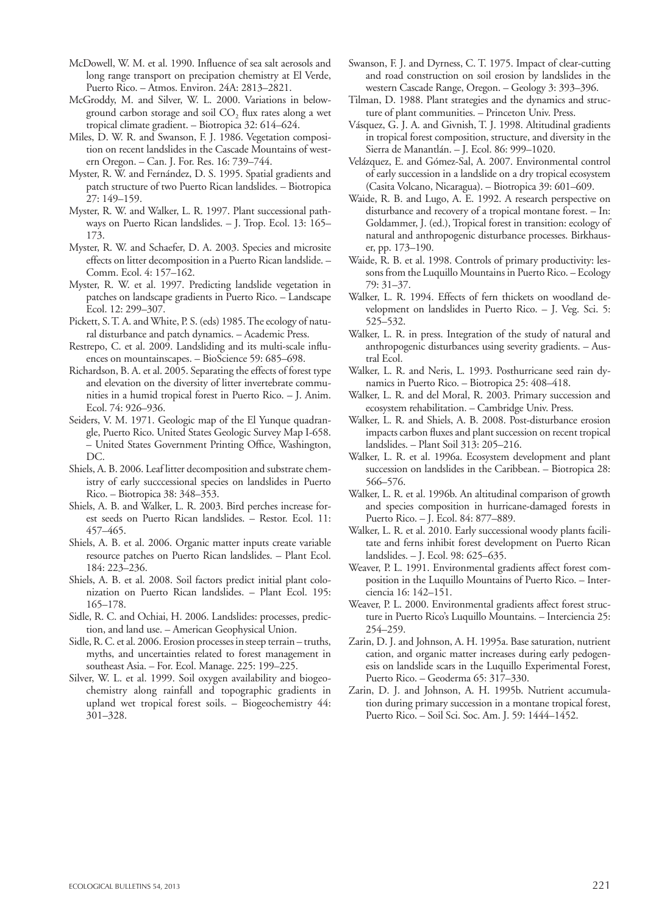McDowell, W. M. et al. 1990. Influence of sea salt aerosols and long range transport on precipitation chemistry at El Verde, Puerto Rico. – Atmos. Environ. 24A: 2813–2821.

McGroddy, M. and Silver, W. L. 2000. Variations in belowground carbon storage and soil $CO_2$ flux rates along a wet tropical climate gradient. – Biotropica 32: 614–624.

Miles, D. W. R. and Swanson, F. J. 1986. Vegetation composition on recent landslides in the Cascade Mountains of western Oregon. – Can. J. For. Res. 16: 739–744.

Myster, R. W. and Fernández, D. S. 1995. Spatial gradients and patch structure of two Puerto Rican landslides. – Biotropica 27: 149–159.

Myster, R. W. and Walker, L. R. 1997. Plant successional pathways on Puerto Rican landslides. – J. Trop. Ecol. 13: 165–173.

Myster, R. W. and Schaefer, D. A. 2003. Species and microsite effects on litter decomposition in a Puerto Rican landslide. – Comm. Ecol. 4: 157–162.

Myster, R. W. et al. 1997. Predicting landslide vegetation in patches on landscape gradients in Puerto Rico. – Landscape Ecol. 12: 299–307.

Pickett, S. T. A. and White, P. S. (eds) 1985. The ecology of natural disturbance and patch dynamics. – Academic Press.

Restrepo, C. et al. 2009. Landsliding and its multi-scale influences on mountainscapes. – BioScience 59: 685–698.

Richardson, B. A. et al. 2005. Separating the effects of forest type and elevation on the diversity of litter invertebrate communities in a humid tropical forest in Puerto Rico. – J. Anim. Ecol. 74: 926–936.

Seiders, V. M. 1971. Geologic map of the El Yunque quadrangle, Puerto Rico. United States Geologic Survey Map I-658. – United States Government Printing Office, Washington, DC.

Shiels, A. B. 2006. Leaf litter decomposition and substrate chemistry of early succcessional species on landslides in Puerto Rico. – Biotropica 38: 348–353.

Shiels, A. B. and Walker, L. R. 2003. Bird perches increase forest seeds on Puerto Rican landslides. – Restor. Ecol. 11: 457–465.

Shiels, A. B. et al. 2006. Organic matter inputs create variable resource patches on Puerto Rican landslides. – Plant Ecol. 184: 223–236.

Shiels, A. B. et al. 2008. Soil factors predict initial plant colonization on Puerto Rican landslides. – Plant Ecol. 195: 165–178.

Sidle, R. C. and Ochiai, H. 2006. Landslides: processes, prediction, and land use. – American Geophysical Union.

Sidle, R. C. et al. 2006. Erosion processes in steep terrain – truths, myths, and uncertainties related to forest management in southeast Asia. – For. Ecol. Manage. 225: 199–225.

Silver, W. L. et al. 1999. Soil oxygen availability and biogeochemistry along rainfall and topographic gradients in upland wet tropical forest soils. – Biogeochemistry 44: 301–328.

Swanson, F. J. and Dyrness, C. T. 1975. Impact of clear-cutting and road construction on soil erosion by landslides in the western Cascade Range, Oregon. – Geology 3: 393–396.

Tilman, D. 1988. Plant strategies and the dynamics and structure of plant communities. – Princeton Univ. Press.

Vásquez, G. J. A. and Givnish, T. J. 1998. Altitudinal gradients in tropical forest composition, structure, and diversity in the Sierra de Manantlán. – J. Ecol. 86: 999–1020.

Velázquez, E. and Gómez-Sal, A. 2007. Environmental control of early succession in a landslide on a dry tropical ecosystem (Casita Volcano, Nicaragua). – Biotropica 39: 601–609.

Waide, R. B. and Lugo, A. E. 1992. A research perspective on disturbance and recovery of a tropical montane forest. – In: Goldammer, J. (ed.), Tropical forest in transition: ecology of natural and anthropogenic disturbance processes. Birkhauser, pp. 173–190.

Waide, R. B. et al. 1998. Controls of primary productivity: lessons from the Luquillo Mountains in Puerto Rico. – Ecology 79: 31–37.

Walker, L. R. 1994. Effects of fern thickets on woodland development on landslides in Puerto Rico. – J. Veg. Sci. 5: 525–532.

Walker, L. R. in press. Integration of the study of natural and anthropogenic disturbances using severity gradients. – Austral Ecol.

Walker, L. R. and Neris, L. 1993. Posthurricane seed rain dynamics in Puerto Rico. – Biotropica 25: 408–418.

Walker, L. R. and del Moral, R. 2003. Primary succession and ecosystem rehabilitation. – Cambridge Univ. Press.

Walker, L. R. and Shiels, A. B. 2008. Post-disturbance erosion impacts carbon fluxes and plant succession on recent tropical landslides. – Plant Soil 313: 205–216.

Walker, L. R. et al. 1996a. Ecosystem development and plant succession on landslides in the Caribbean. – Biotropica 28: 566–576.

Walker, L. R. et al. 1996b. An altitudinal comparison of growth and species composition in hurricane-damaged forests in Puerto Rico. – J. Ecol. 84: 877–889.

Walker, L. R. et al. 2010. Early successional woody plants facilitate and ferns inhibit forest development on Puerto Rican landslides. – J. Ecol. 98: 625–635.

Weaver, P. L. 1991. Environmental gradients affect forest composition in the Luquillo Mountains of Puerto Rico. – Interciencia 16: 142–151.

Weaver, P. L. 2000. Environmental gradients affect forest structure in Puerto Rico's Luquillo Mountains. – Interciencia 25: 254–259.

Zarin, D. J. and Johnson, A. H. 1995a. Base saturation, nutrient cation, and organic matter increases during early pedogenesis on landslide scars in the Luquillo Experimental Forest, Puerto Rico. – Geoderma 65: 317–330.

Zarin, D. J. and Johnson, A. H. 1995b. Nutrient accumulation during primary succession in a montane tropical forest, Puerto Rico. – Soil Sci. Soc. Am. J. 59: 1444–1452.